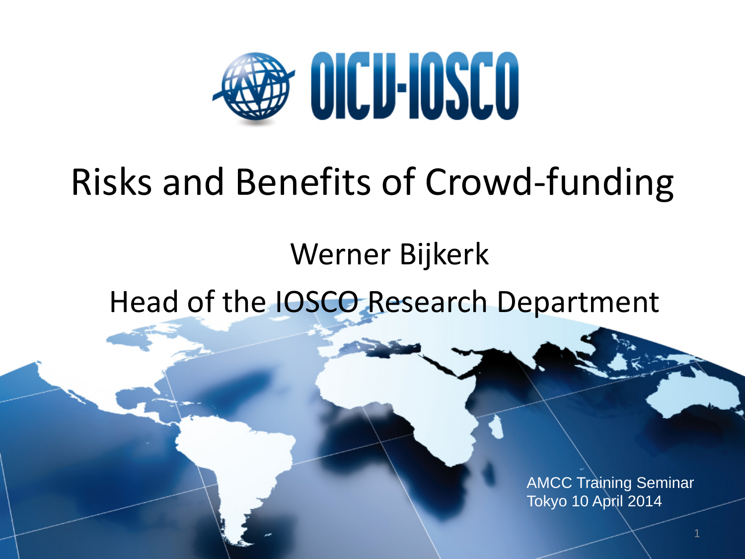OICU-IOSCO

# Risks and Benefits of Crowd-funding

Werner Bijkerk

Head of the IOSCO Research Department

AMCC Training Seminar
Tokyo 10 April 2014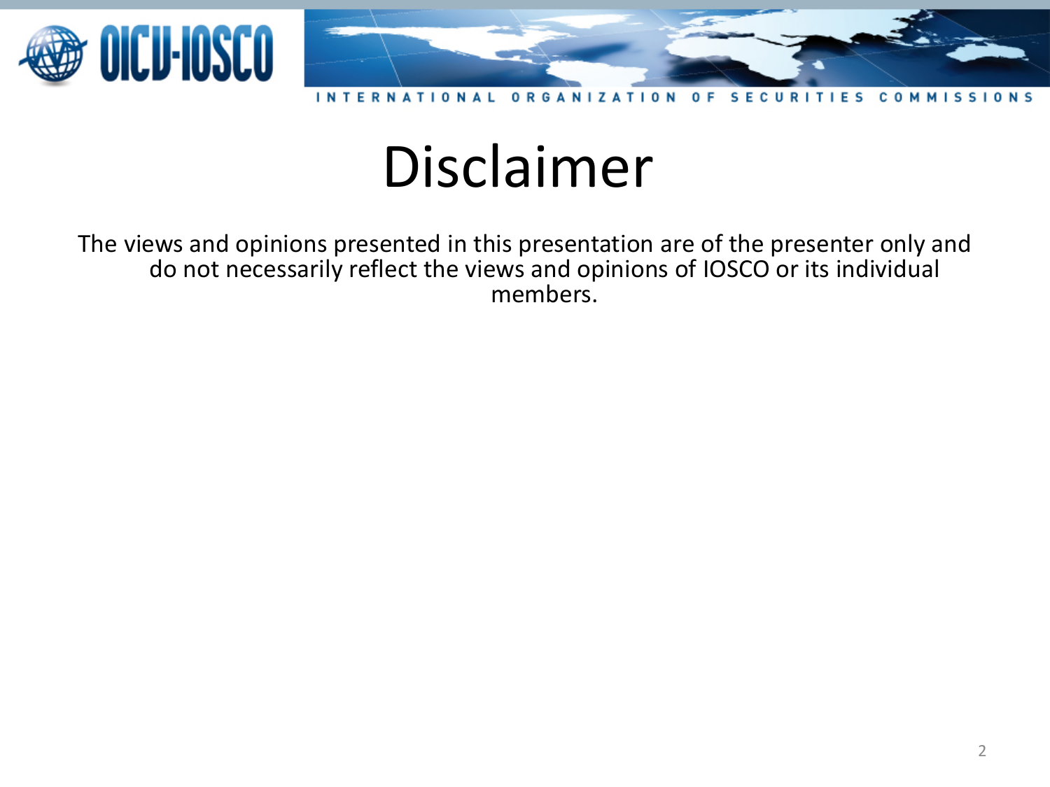# Disclaimer

The views and opinions presented in this presentation are of the presenter only and do not necessarily reflect the views and opinions of IOSCO or its individual members.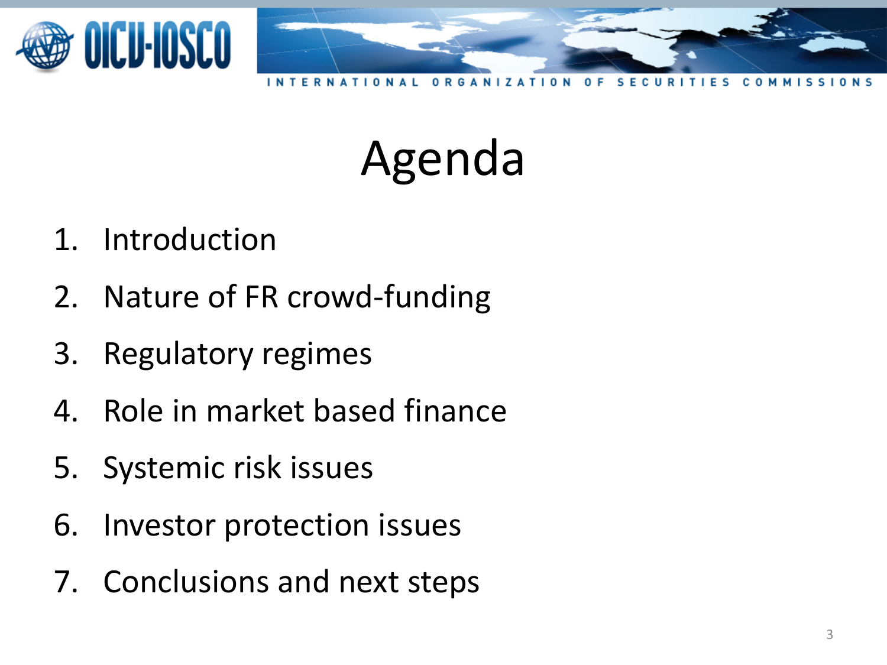# Agenda

1. Introduction
2. Nature of FR crowd-funding
3. Regulatory regimes
4. Role in market based finance
5. Systemic risk issues
6. Investor protection issues
7. Conclusions and next steps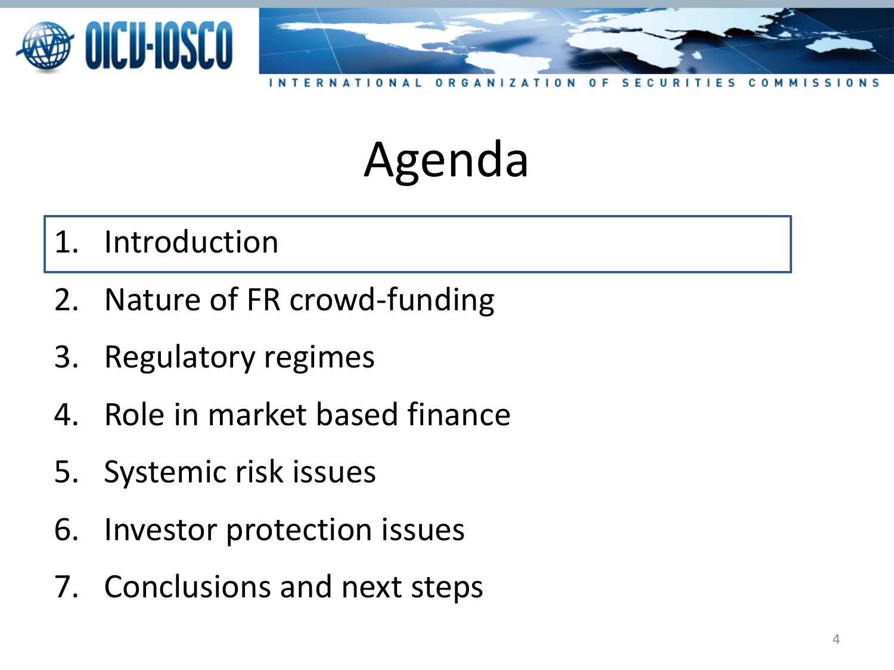# Agenda

1. Introduction
2. Nature of FR crowd-funding
3. Regulatory regimes
4. Role in market based finance
5. Systemic risk issues
6. Investor protection issues
7. Conclusions and next steps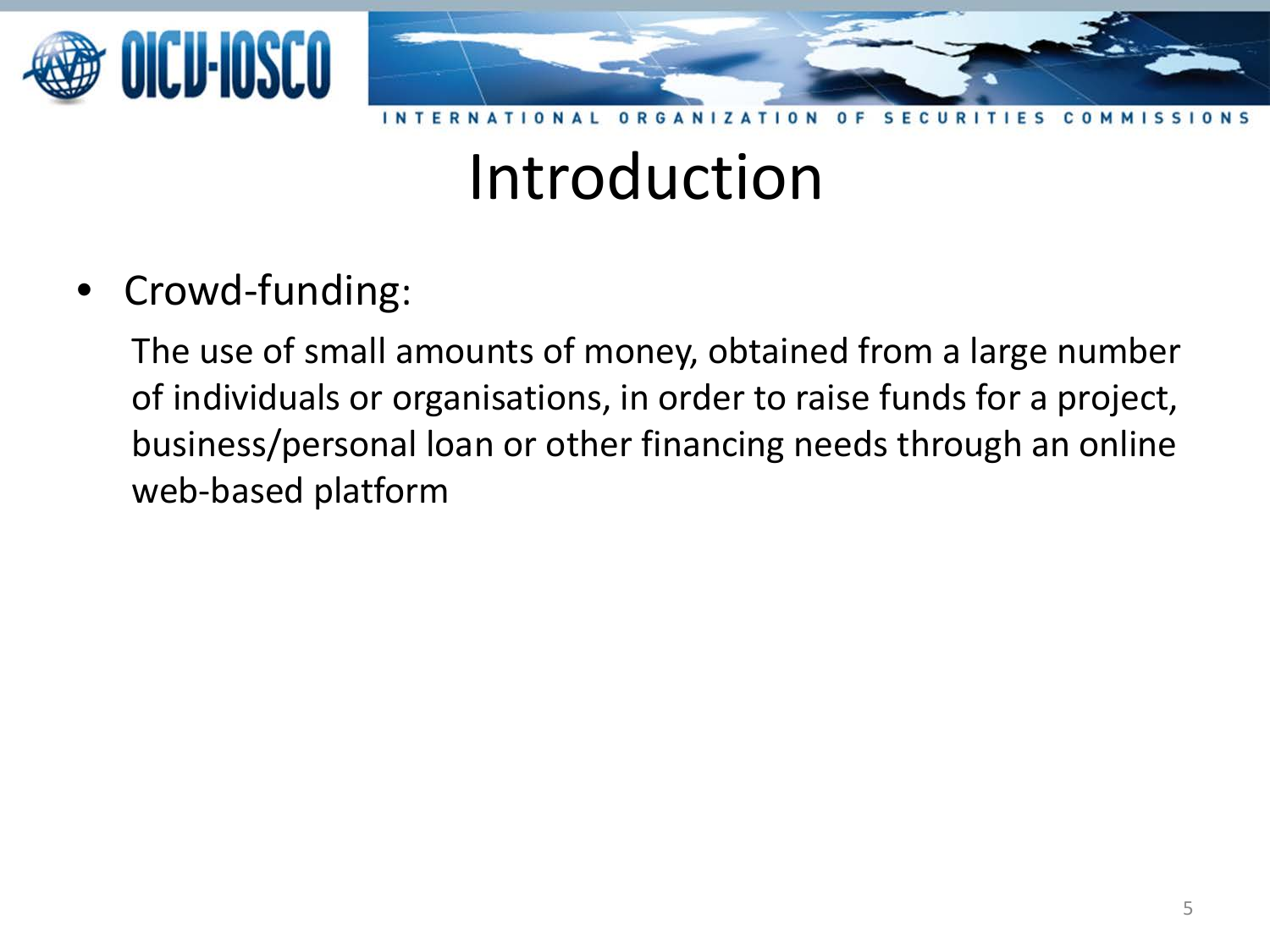# Introduction

- Crowd-funding:

  The use of small amounts of money, obtained from a large number of individuals or organisations, in order to raise funds for a project, business/personal loan or other financing needs through an online web-based platform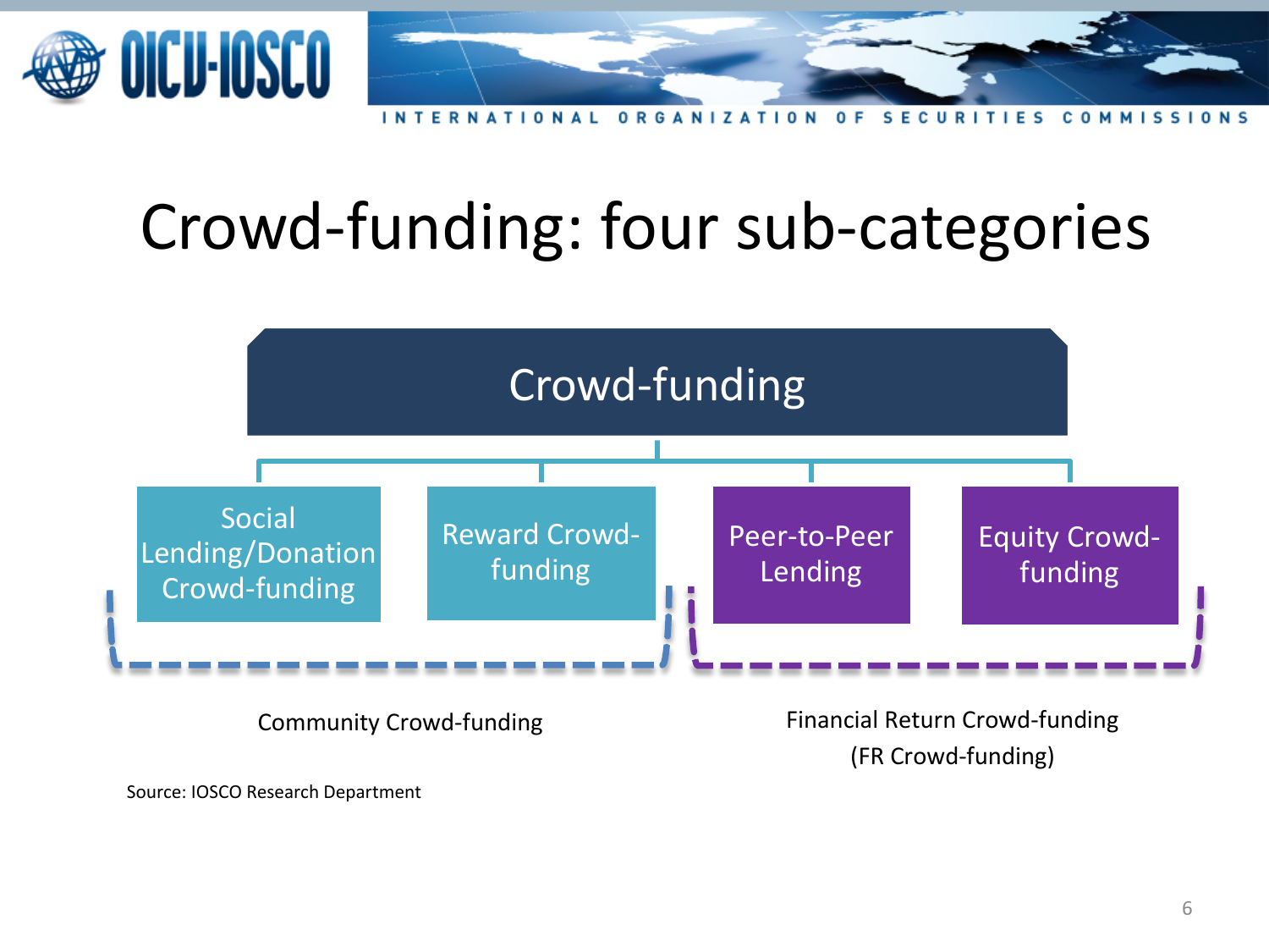# Crowd-funding: four sub-categories

- Crowd-funding
  - Community Crowd-funding
    - Social Lending/Donation Crowd-funding
    - Reward Crowd-funding
  - Financial Return Crowd-funding (FR Crowd-funding)
    - Peer-to-Peer Lending
    - Equity Crowd-funding

Source: IOSCO Research Department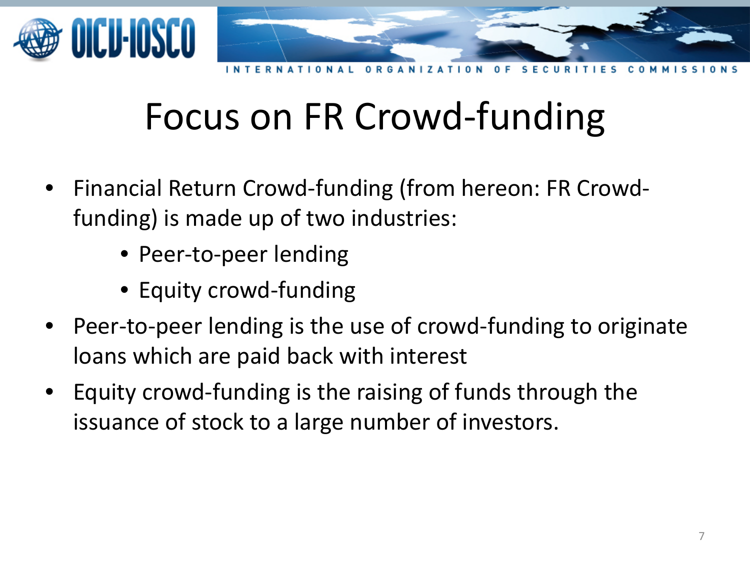# Focus on FR Crowd-funding

- Financial Return Crowd-funding (from hereon: FR Crowd-funding) is made up of two industries:
    - Peer-to-peer lending
    - Equity crowd-funding
- Peer-to-peer lending is the use of crowd-funding to originate loans which are paid back with interest
- Equity crowd-funding is the raising of funds through the issuance of stock to a large number of investors.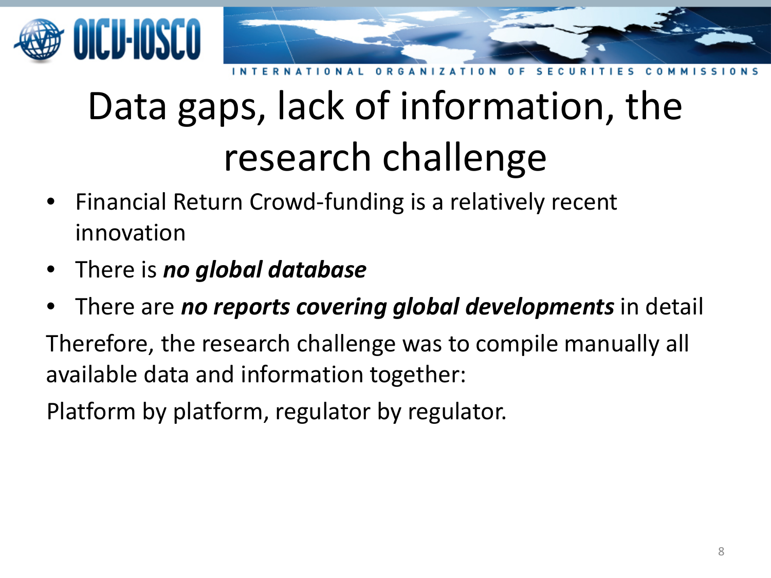# Data gaps, lack of information, the research challenge

- Financial Return Crowd-funding is a relatively recent innovation
- There is ***no global database***
- There are ***no reports covering global developments*** in detail

Therefore, the research challenge was to compile manually all available data and information together:

Platform by platform, regulator by regulator.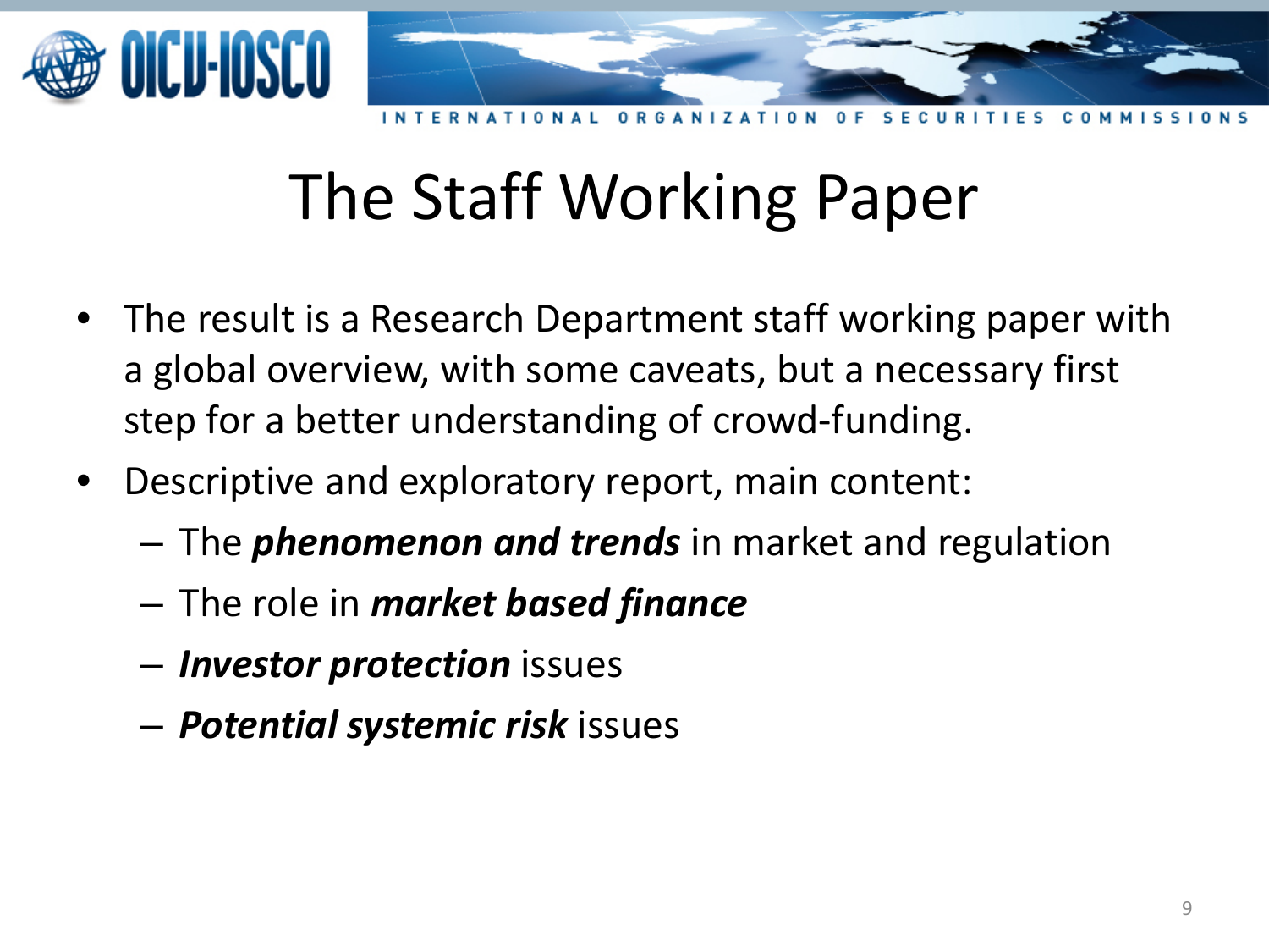# The Staff Working Paper

- The result is a Research Department staff working paper with a global overview, with some caveats, but a necessary first step for a better understanding of crowd-funding.
- Descriptive and exploratory report, main content:
  - The ***phenomenon and trends*** in market and regulation
  - The role in ***market based finance***
  - ***Investor protection*** issues
  - ***Potential systemic risk*** issues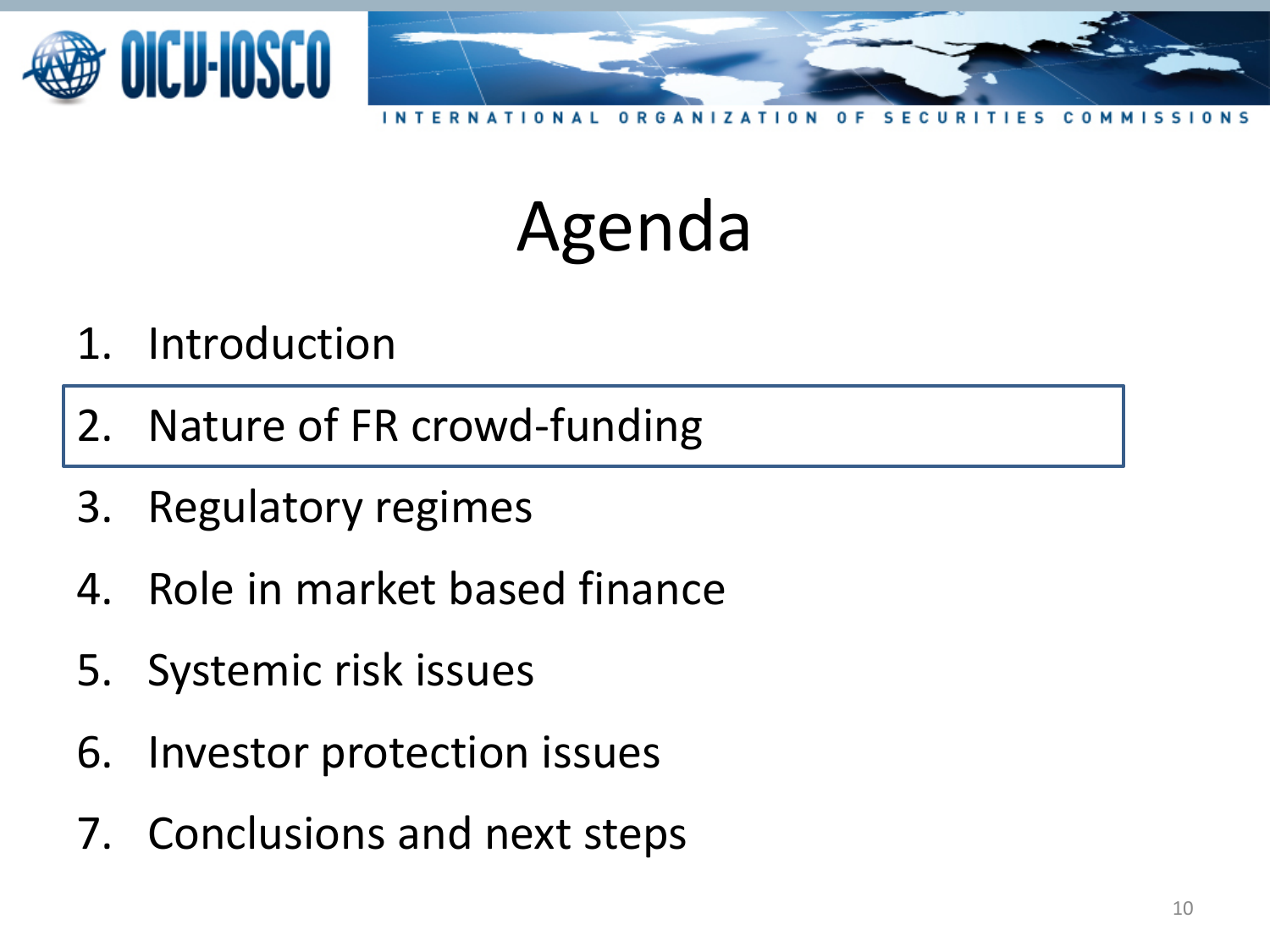# Agenda

1. Introduction
2. Nature of FR crowd-funding
3. Regulatory regimes
4. Role in market based finance
5. Systemic risk issues
6. Investor protection issues
7. Conclusions and next steps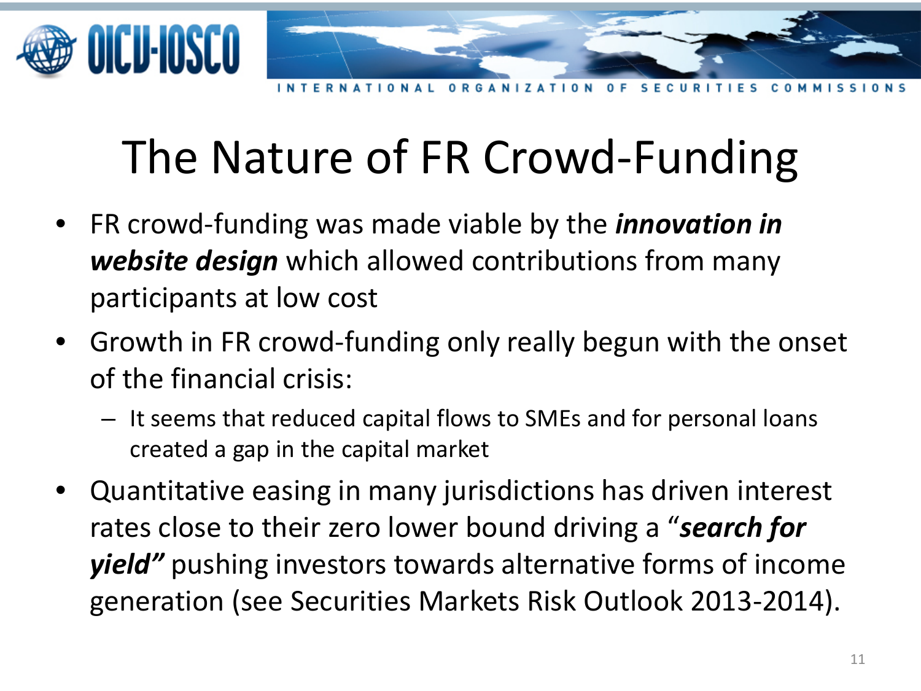# The Nature of FR Crowd-Funding

- FR crowd-funding was made viable by the ***innovation in website design*** which allowed contributions from many participants at low cost
- Growth in FR crowd-funding only really begun with the onset of the financial crisis:
  - It seems that reduced capital flows to SMEs and for personal loans created a gap in the capital market
- Quantitative easing in many jurisdictions has driven interest rates close to their zero lower bound driving a "***search for yield***" pushing investors towards alternative forms of income generation (see Securities Markets Risk Outlook 2013-2014).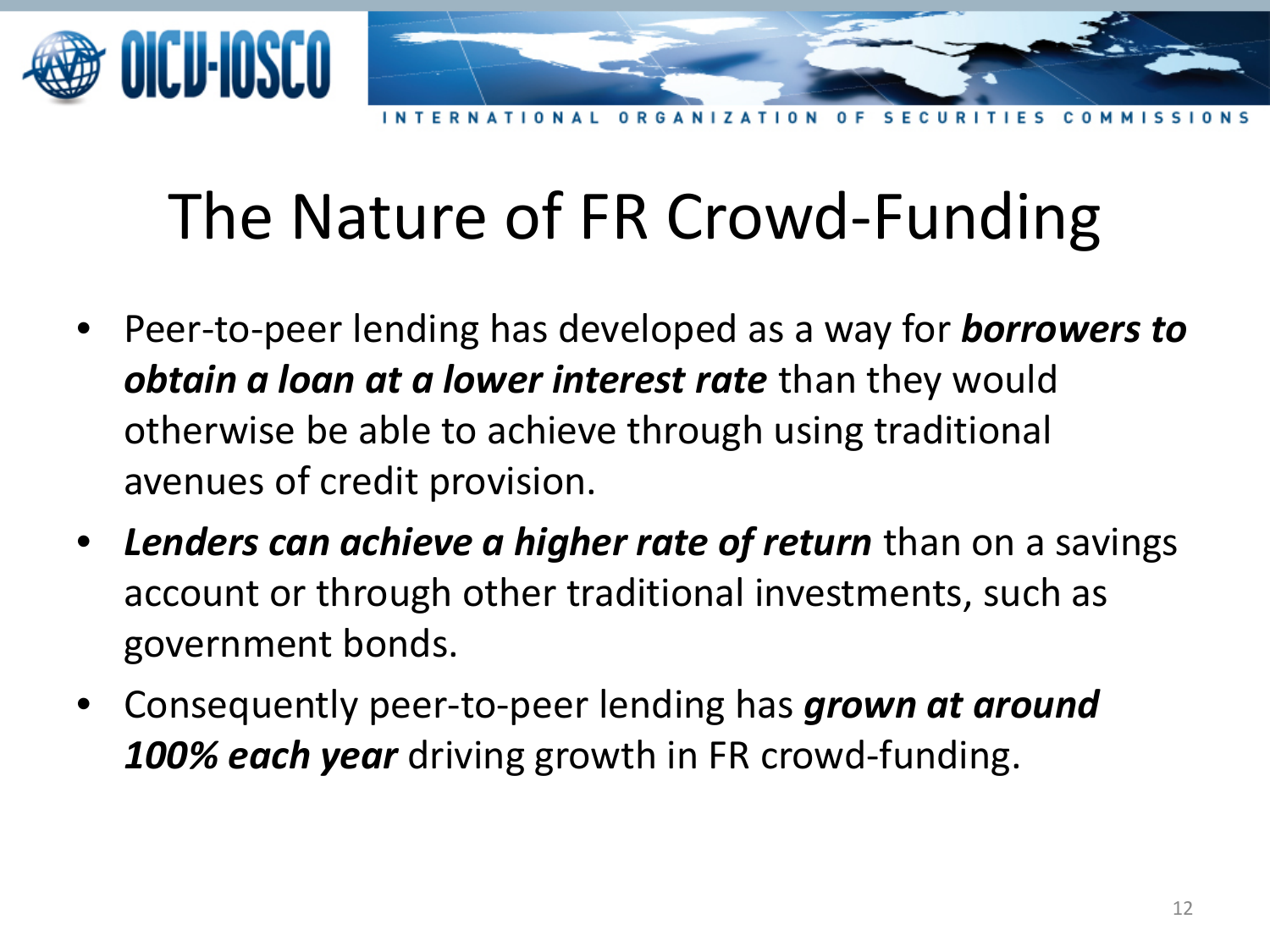# The Nature of FR Crowd-Funding

- Peer-to-peer lending has developed as a way for ***borrowers to obtain a loan at a lower interest rate*** than they would otherwise be able to achieve through using traditional avenues of credit provision.
- ***Lenders can achieve a higher rate of return*** than on a savings account or through other traditional investments, such as government bonds.
- Consequently peer-to-peer lending has ***grown at around 100% each year*** driving growth in FR crowd-funding.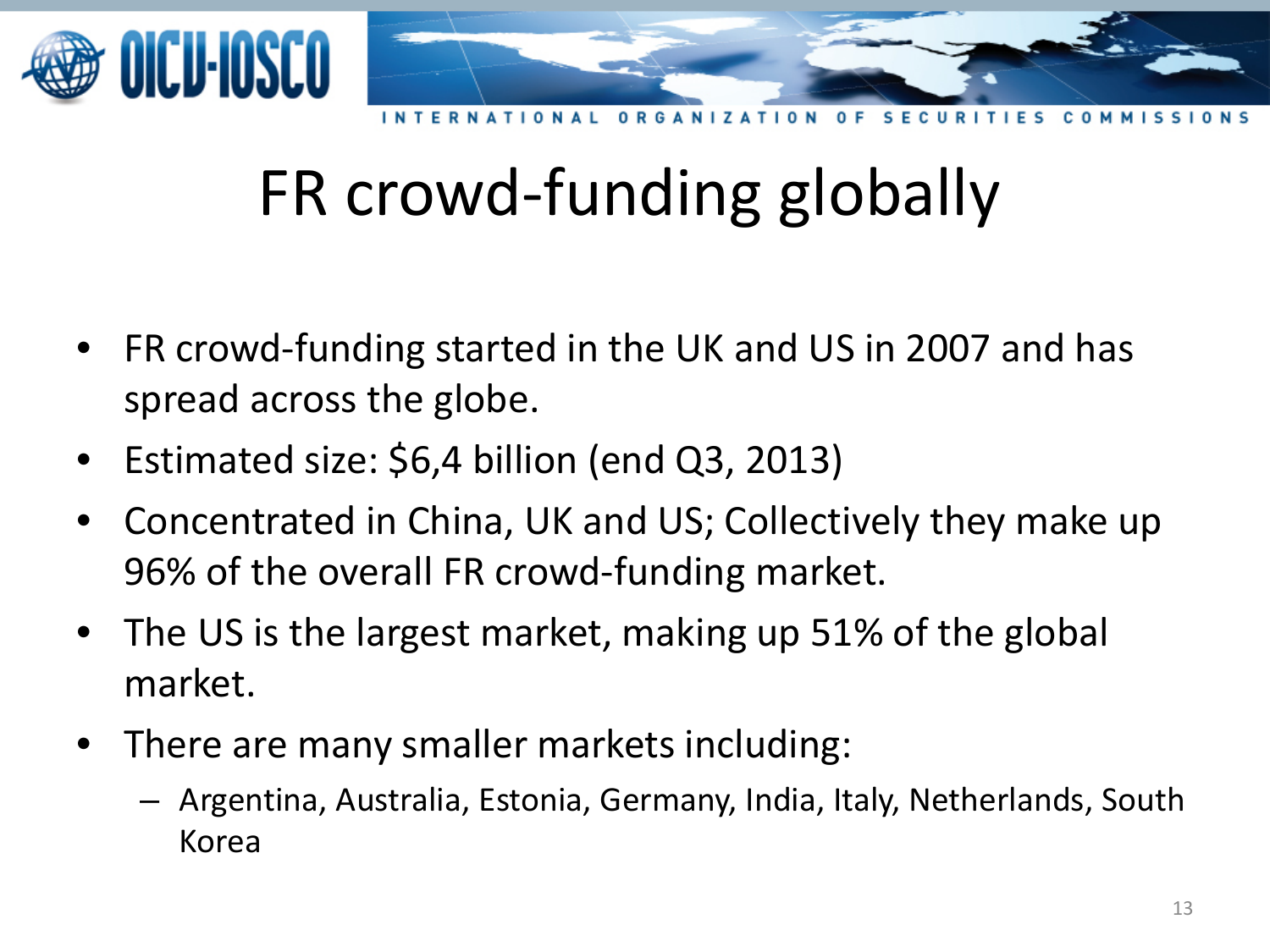# FR crowd-funding globally

- FR crowd-funding started in the UK and US in 2007 and has spread across the globe.
- Estimated size: $6,4 billion (end Q3, 2013)
- Concentrated in China, UK and US; Collectively they make up 96% of the overall FR crowd-funding market.
- The US is the largest market, making up 51% of the global market.
- There are many smaller markets including:
  - Argentina, Australia, Estonia, Germany, India, Italy, Netherlands, South Korea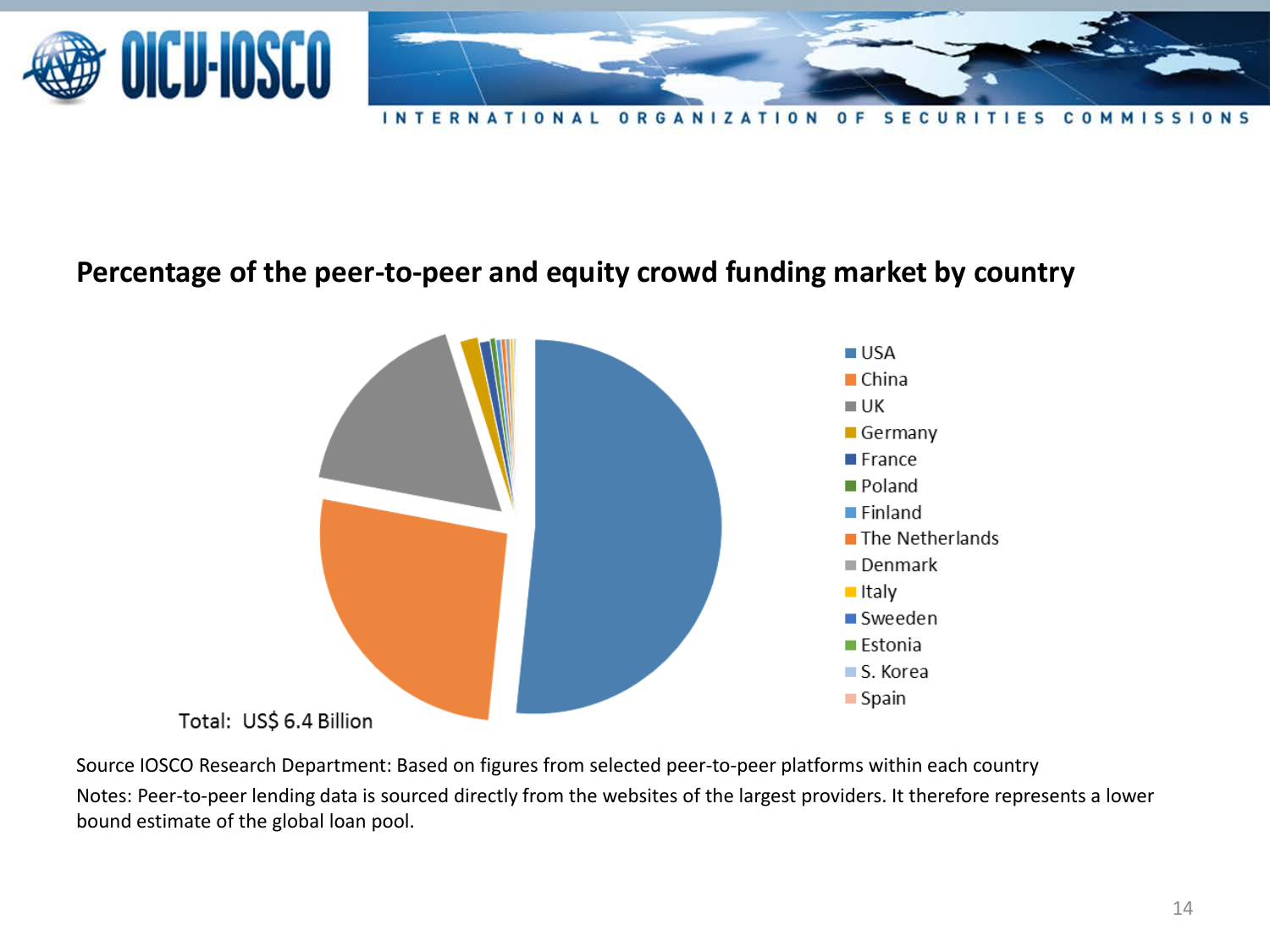## Percentage of the peer-to-peer and equity crowd funding market by country

- USA
- China
- UK
- Germany
- France
- Poland
- Finland
- The Netherlands
- Denmark
- Italy
- Sweeden
- Estonia
- S. Korea
- Spain

Total: US$ 6.4 Billion

Source IOSCO Research Department: Based on figures from selected peer-to-peer platforms within each country

Notes: Peer-to-peer lending data is sourced directly from the websites of the largest providers. It therefore represents a lower bound estimate of the global loan pool.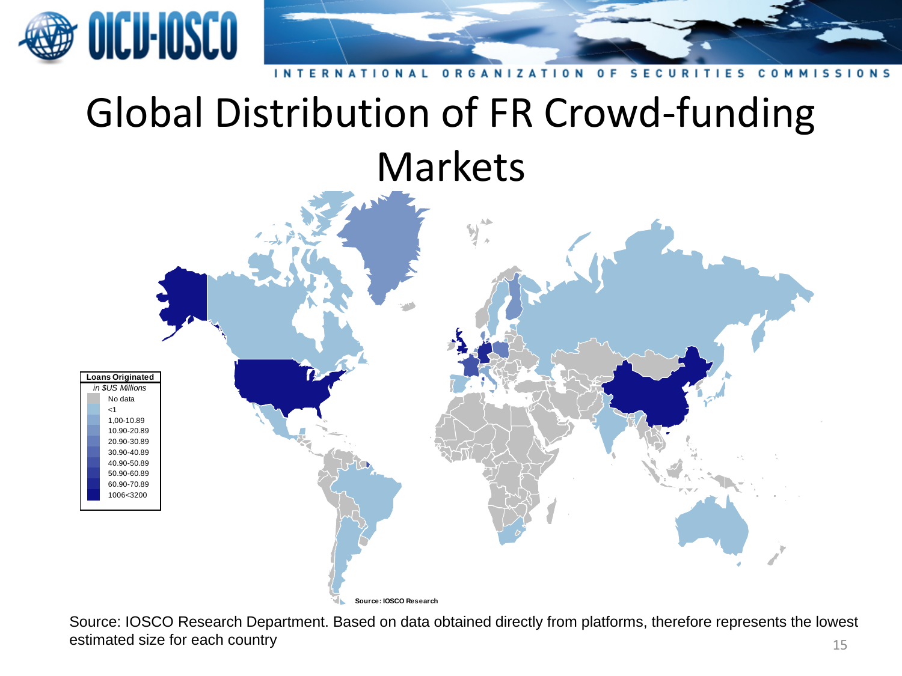# Global Distribution of FR Crowd-funding Markets

| Loans Originated *in $US Millions* |
| --- |
| No data |
| <1 |
| 1,00-10.89 |
| 10.90-20.89 |
| 20.90-30.89 |
| 30.90-40.89 |
| 40.90-50.89 |
| 50.90-60.89 |
| 60.90-70.89 |
| 1006<3200 |

**Source: IOSCO Research**

Source: IOSCO Research Department. Based on data obtained directly from platforms, therefore represents the lowest estimated size for each country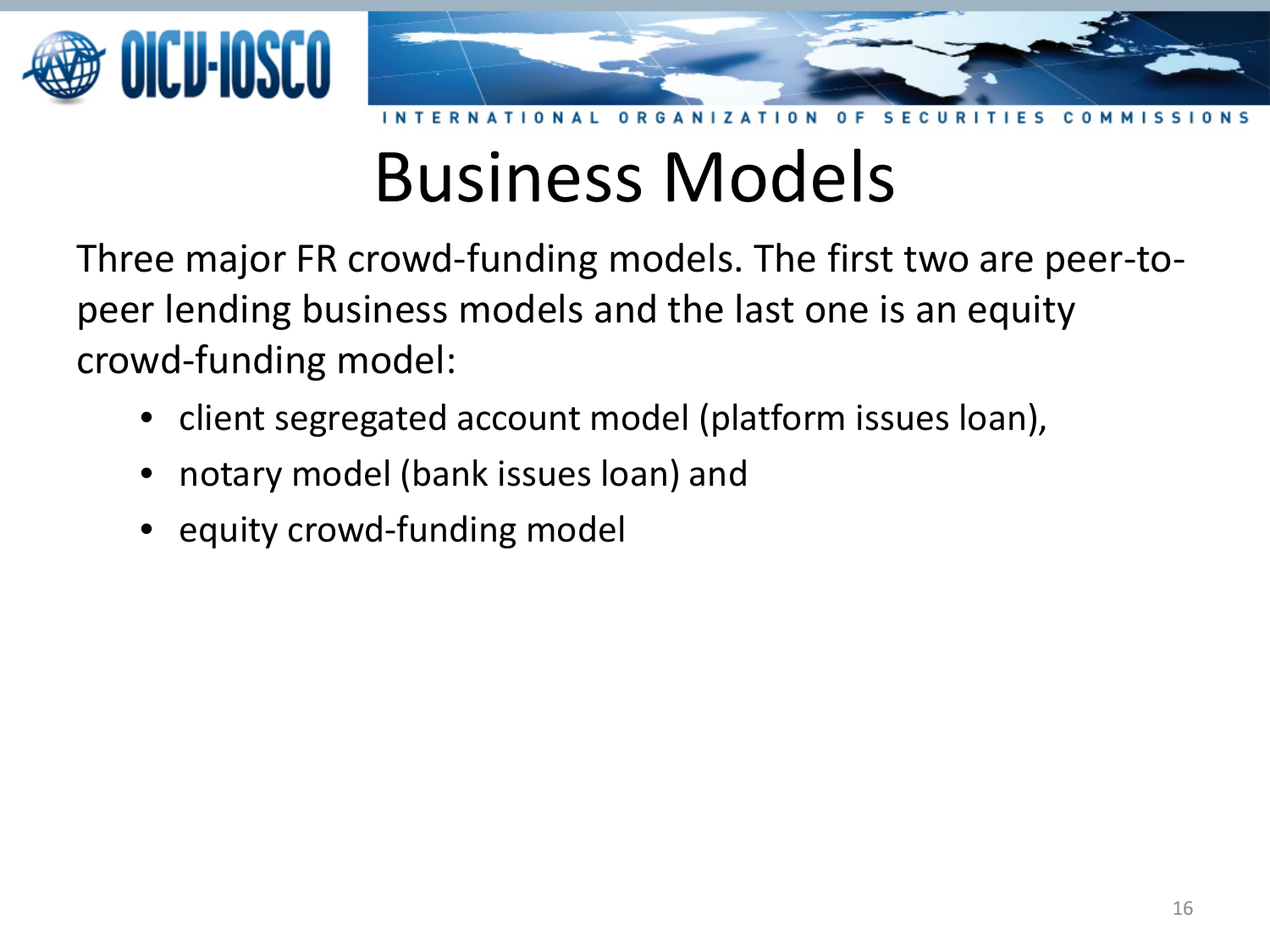# Business Models

Three major FR crowd-funding models. The first two are peer-to-peer lending business models and the last one is an equity crowd-funding model:

- client segregated account model (platform issues loan),
- notary model (bank issues loan) and
- equity crowd-funding model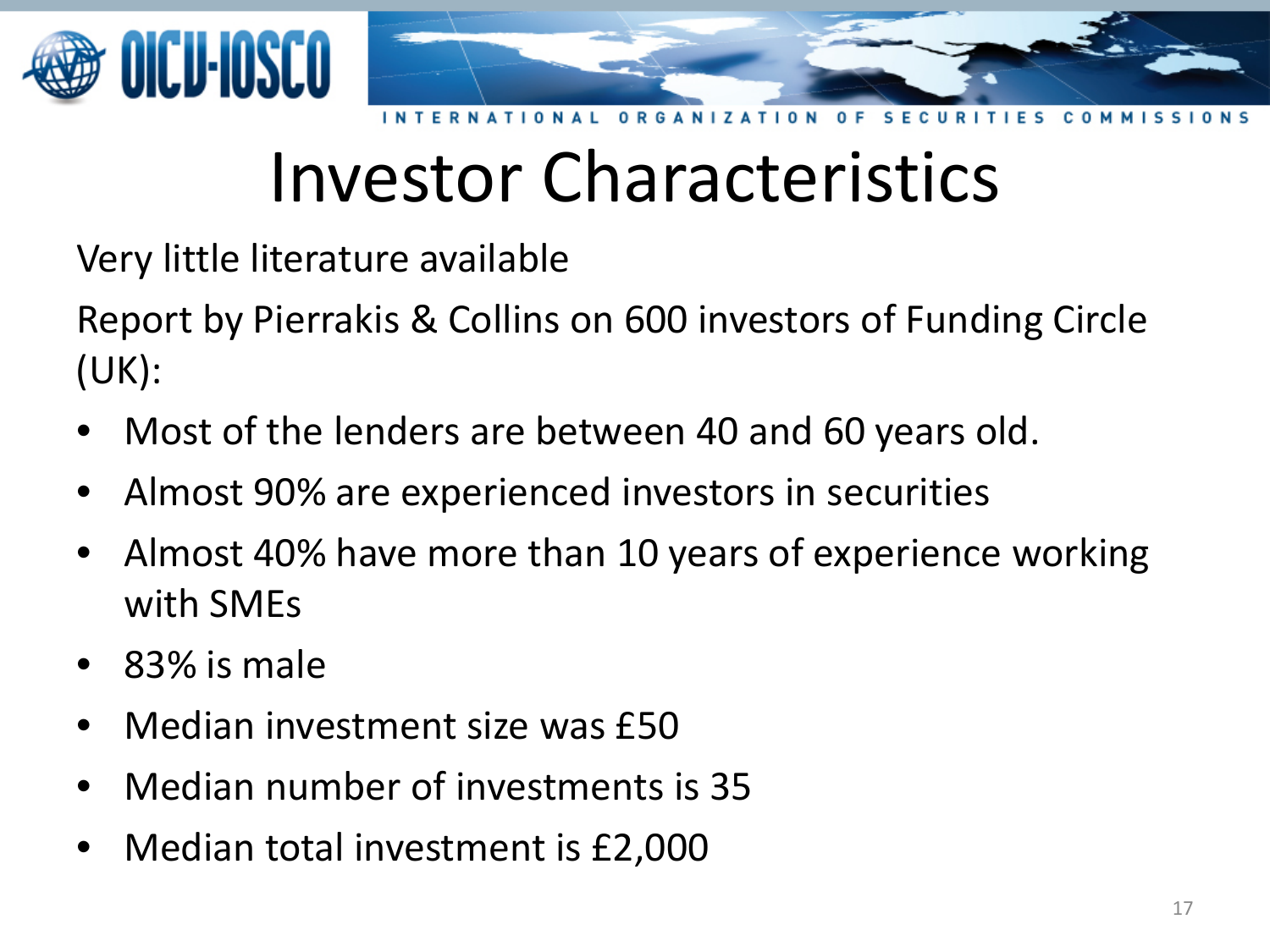# Investor Characteristics

Very little literature available

Report by Pierrakis & Collins on 600 investors of Funding Circle (UK):

- Most of the lenders are between 40 and 60 years old.
- Almost 90% are experienced investors in securities
- Almost 40% have more than 10 years of experience working with SMEs
- 83% is male
- Median investment size was £50
- Median number of investments is 35
- Median total investment is £2,000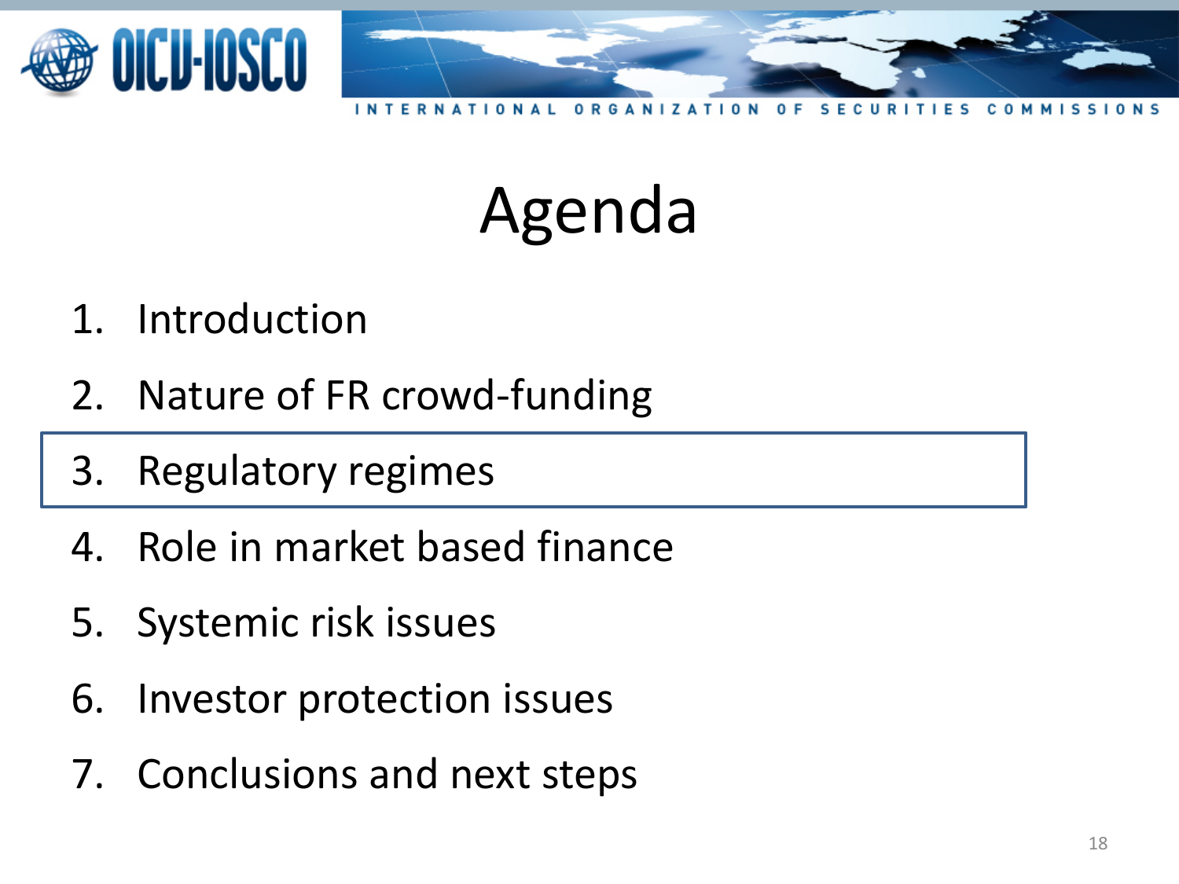# Agenda

1. Introduction
2. Nature of FR crowd-funding
3. Regulatory regimes
4. Role in market based finance
5. Systemic risk issues
6. Investor protection issues
7. Conclusions and next steps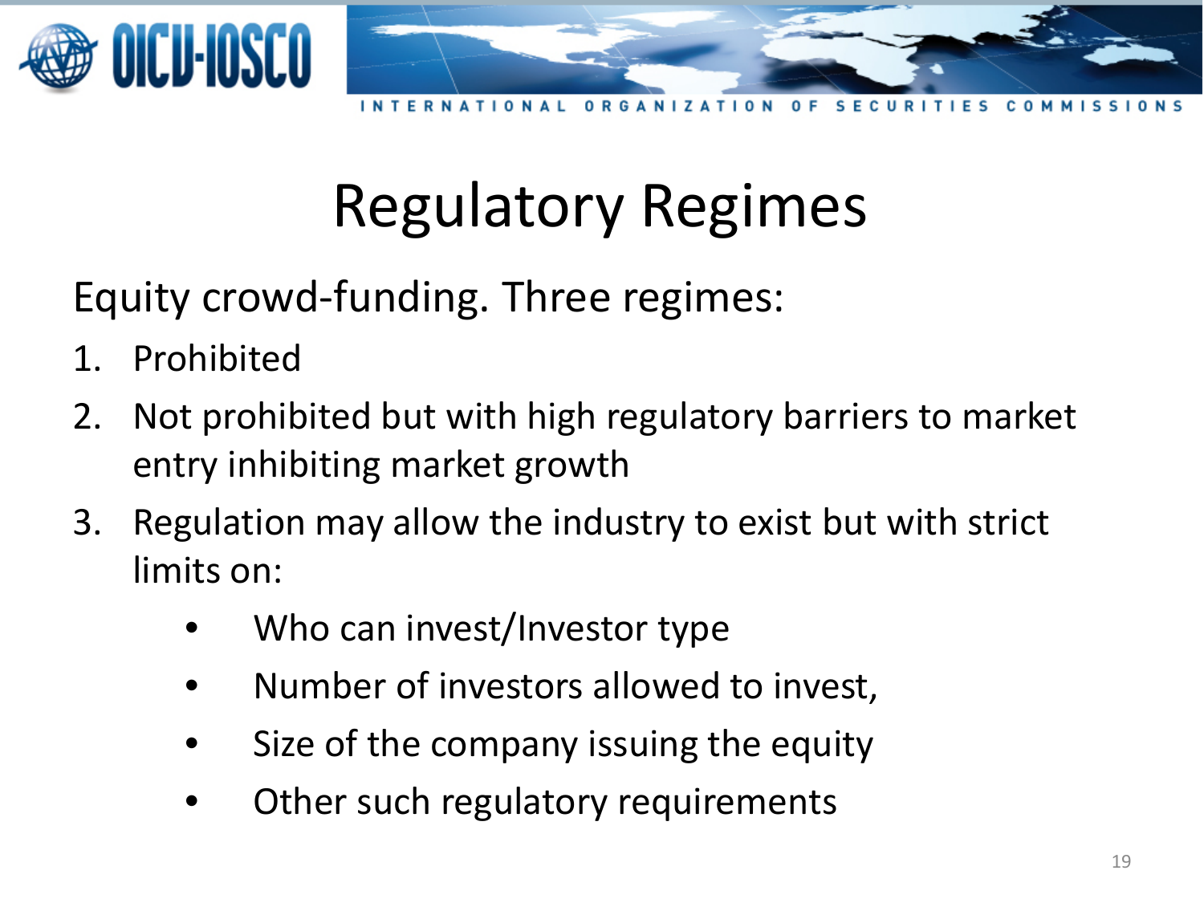# Regulatory Regimes

Equity crowd-funding. Three regimes:

1. Prohibited
2. Not prohibited but with high regulatory barriers to market entry inhibiting market growth
3. Regulation may allow the industry to exist but with strict limits on:
    - Who can invest/Investor type
    - Number of investors allowed to invest,
    - Size of the company issuing the equity
    - Other such regulatory requirements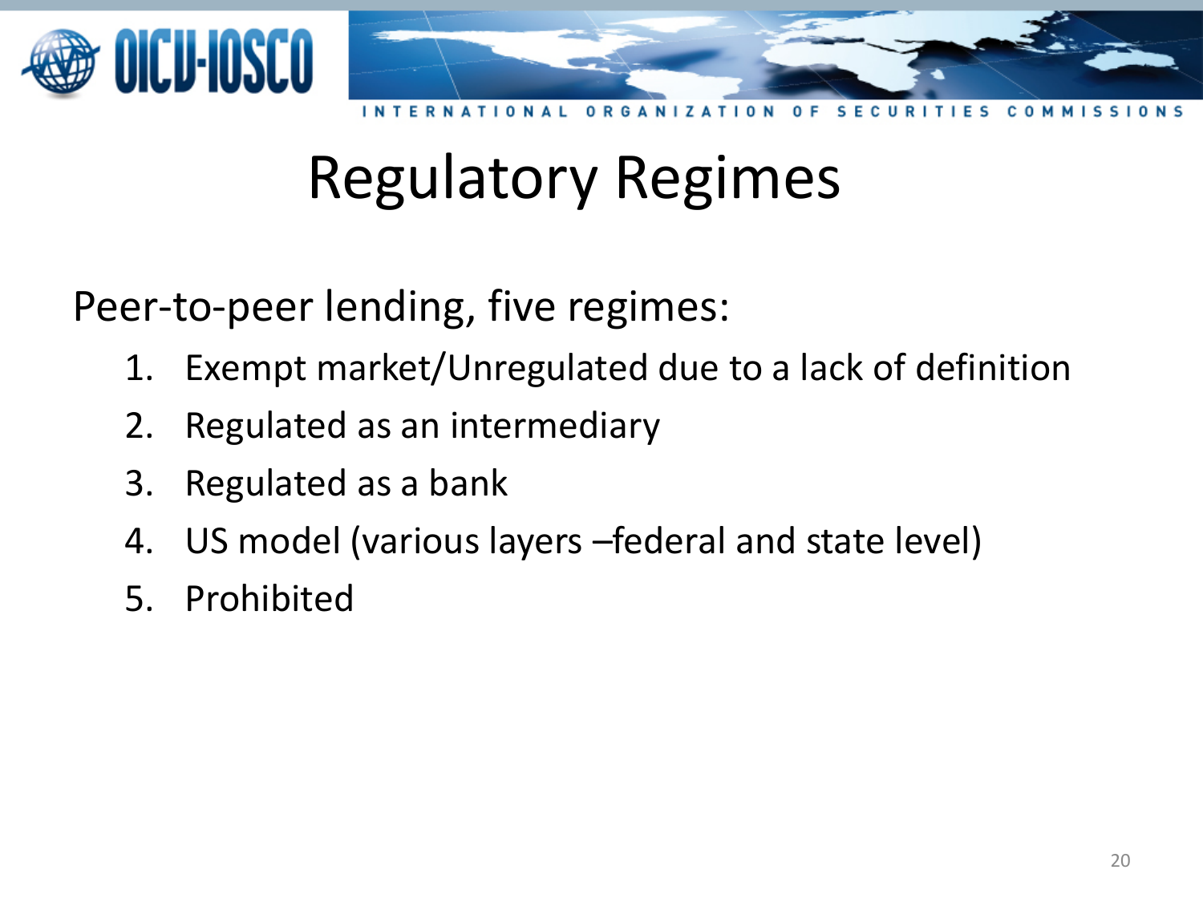# Regulatory Regimes

Peer-to-peer lending, five regimes:

1. Exempt market/Unregulated due to a lack of definition
2. Regulated as an intermediary
3. Regulated as a bank
4. US model (various layers –federal and state level)
5. Prohibited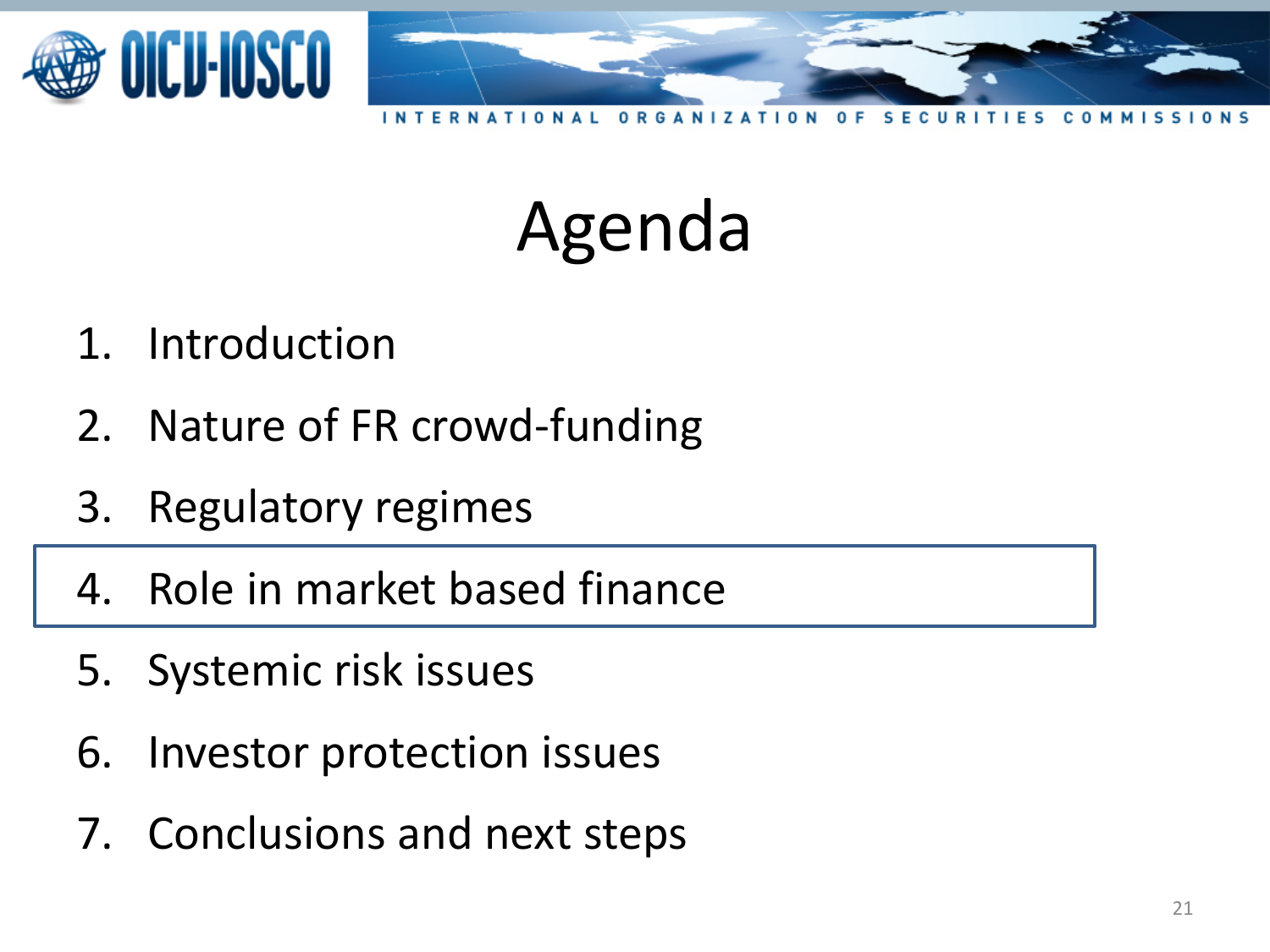# Agenda

1. Introduction
2. Nature of FR crowd-funding
3. Regulatory regimes
4. **Role in market based finance**
5. Systemic risk issues
6. Investor protection issues
7. Conclusions and next steps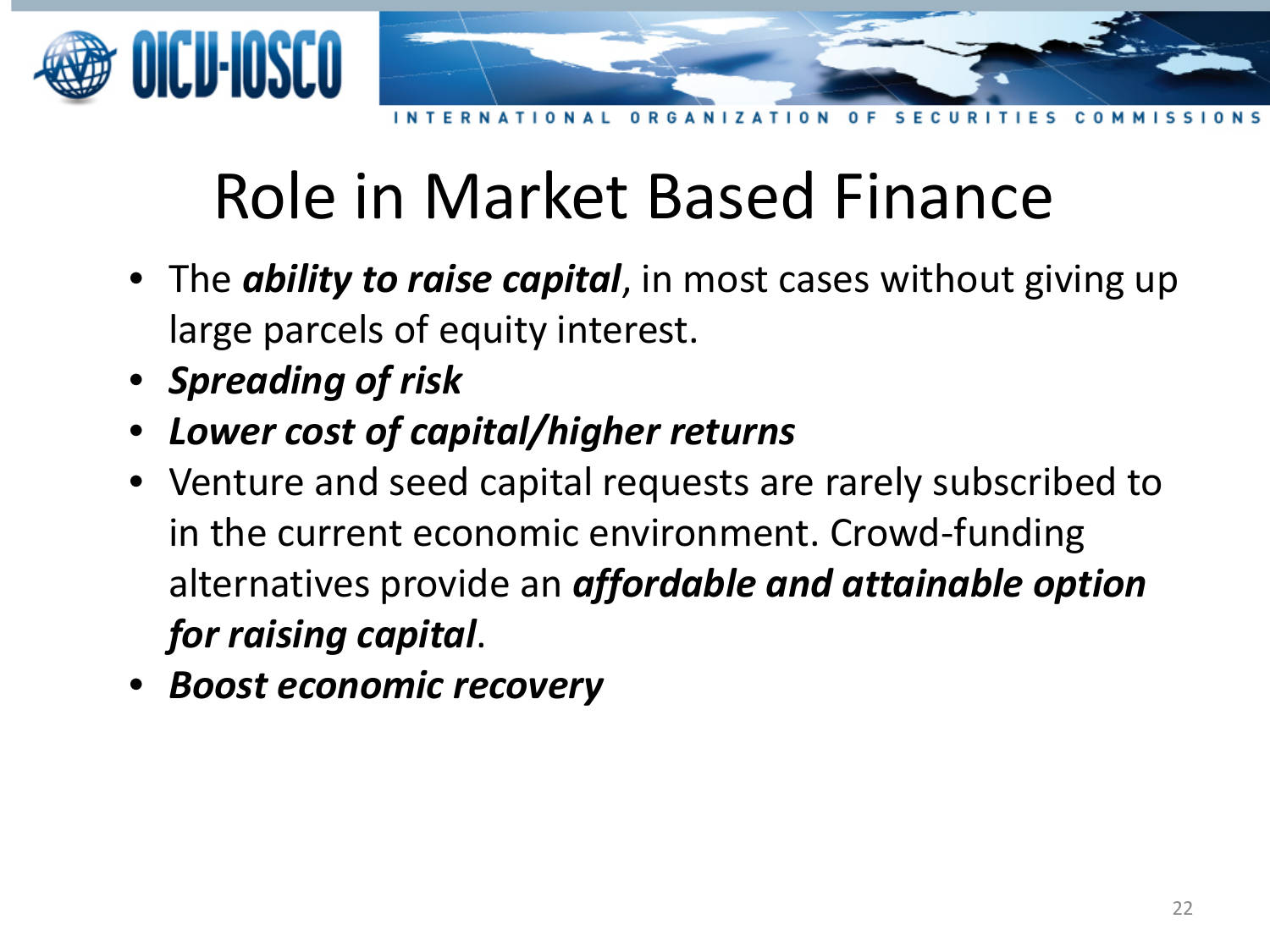# Role in Market Based Finance

- The ***ability to raise capital***, in most cases without giving up large parcels of equity interest.
- ***Spreading of risk***
- ***Lower cost of capital/higher returns***
- Venture and seed capital requests are rarely subscribed to in the current economic environment. Crowd-funding alternatives provide an ***affordable and attainable option for raising capital***.
- ***Boost economic recovery***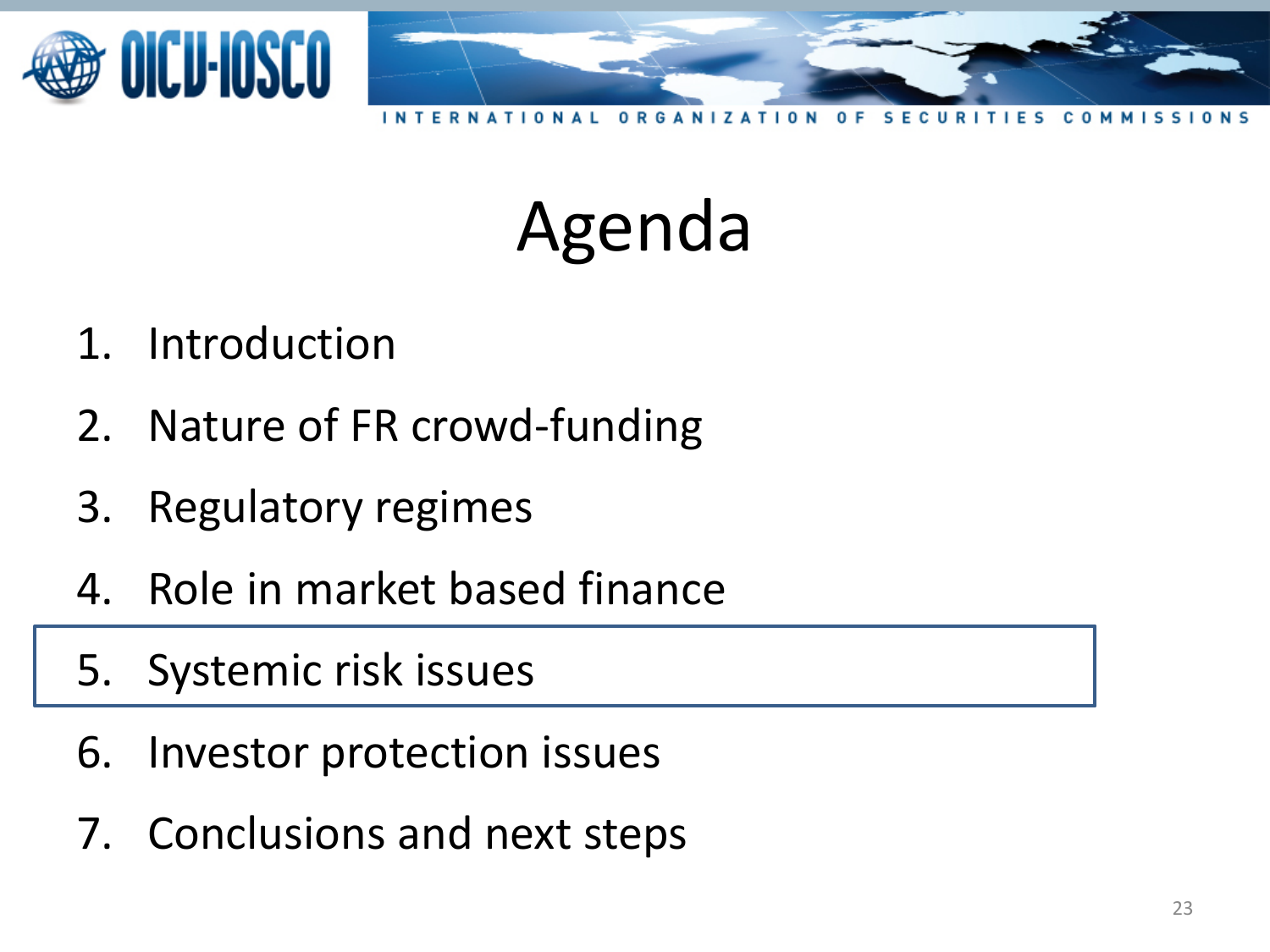# Agenda

1. Introduction
2. Nature of FR crowd-funding
3. Regulatory regimes
4. Role in market based finance
5. Systemic risk issues
6. Investor protection issues
7. Conclusions and next steps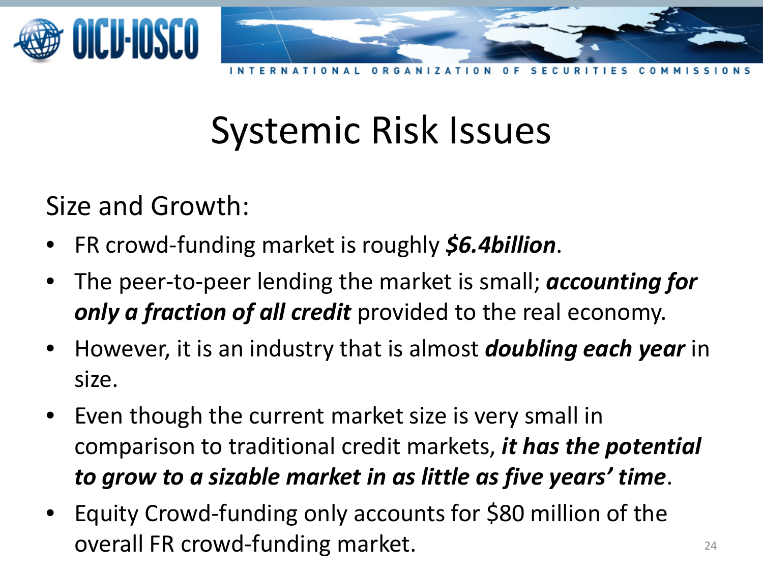# Systemic Risk Issues

Size and Growth:

- FR crowd-funding market is roughly ***$6.4billion***.
- The peer-to-peer lending the market is small; ***accounting for only a fraction of all credit*** provided to the real economy.
- However, it is an industry that is almost ***doubling each year*** in size.
- Even though the current market size is very small in comparison to traditional credit markets, ***it has the potential to grow to a sizable market in as little as five years' time***.
- Equity Crowd-funding only accounts for $80 million of the overall FR crowd-funding market.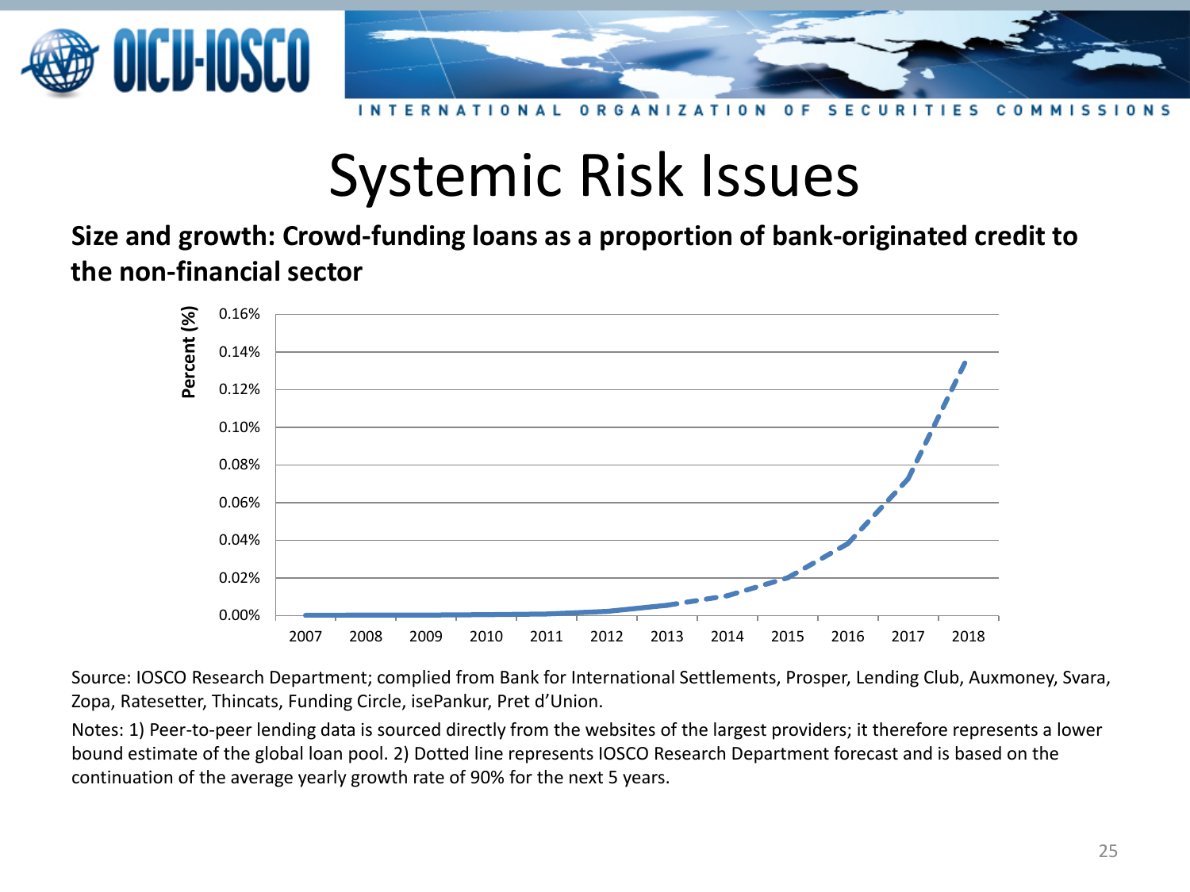# Systemic Risk Issues

**Size and growth: Crowd-funding loans as a proportion of bank-originated credit to the non-financial sector**

Source: IOSCO Research Department; complied from Bank for International Settlements, Prosper, Lending Club, Auxmoney, Svara, Zopa, Ratesetter, Thincats, Funding Circle, isePankur, Pret d'Union.

Notes: 1) Peer-to-peer lending data is sourced directly from the websites of the largest providers; it therefore represents a lower bound estimate of the global loan pool. 2) Dotted line represents IOSCO Research Department forecast and is based on the continuation of the average yearly growth rate of 90% for the next 5 years.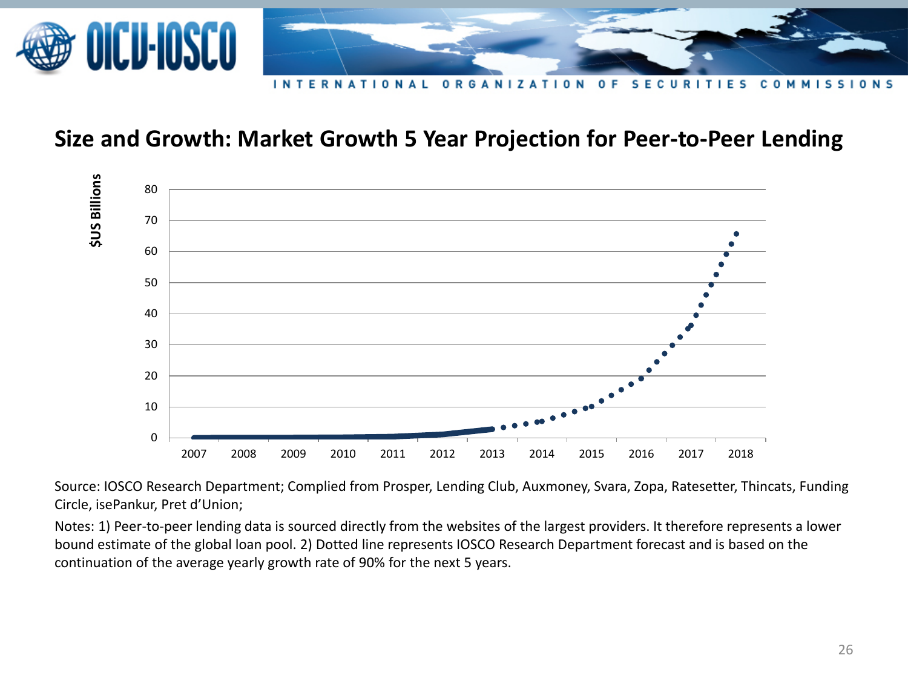## Size and Growth: Market Growth 5 Year Projection for Peer-to-Peer Lending

Source: IOSCO Research Department; Complied from Prosper, Lending Club, Auxmoney, Svara, Zopa, Ratesetter, Thincats, Funding Circle, isePankur, Pret d'Union;

Notes: 1) Peer-to-peer lending data is sourced directly from the websites of the largest providers. It therefore represents a lower bound estimate of the global loan pool. 2) Dotted line represents IOSCO Research Department forecast and is based on the continuation of the average yearly growth rate of 90% for the next 5 years.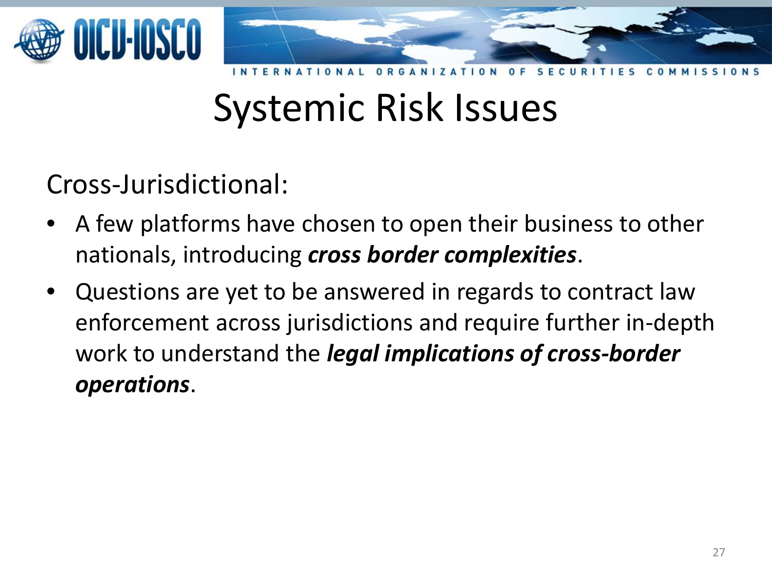# Systemic Risk Issues

Cross-Jurisdictional:

- A few platforms have chosen to open their business to other nationals, introducing ***cross border complexities***.
- Questions are yet to be answered in regards to contract law enforcement across jurisdictions and require further in-depth work to understand the ***legal implications of cross-border operations***.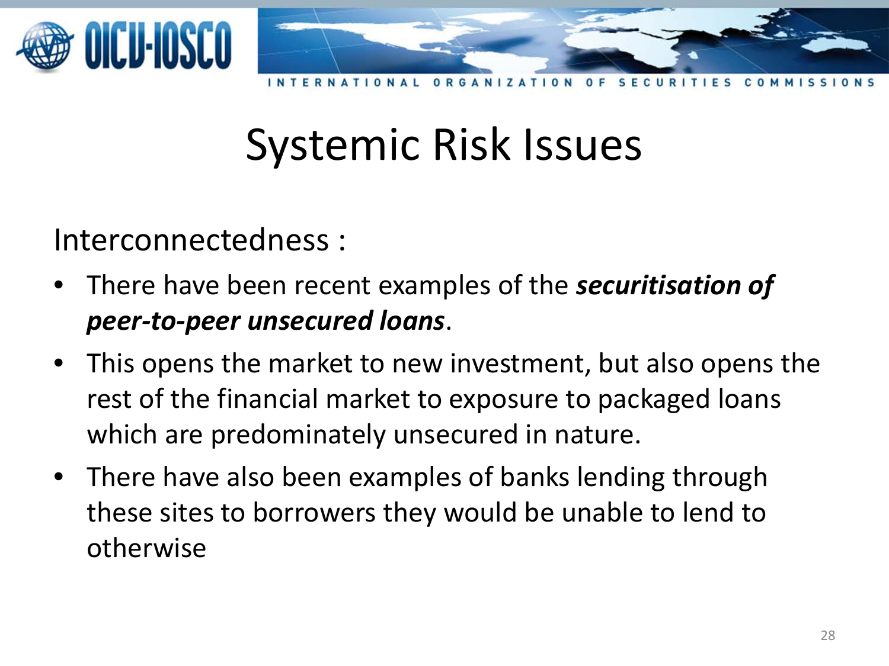# Systemic Risk Issues

Interconnectedness :

- There have been recent examples of the ***securitisation of peer-to-peer unsecured loans***.
- This opens the market to new investment, but also opens the rest of the financial market to exposure to packaged loans which are predominately unsecured in nature.
- There have also been examples of banks lending through these sites to borrowers they would be unable to lend to otherwise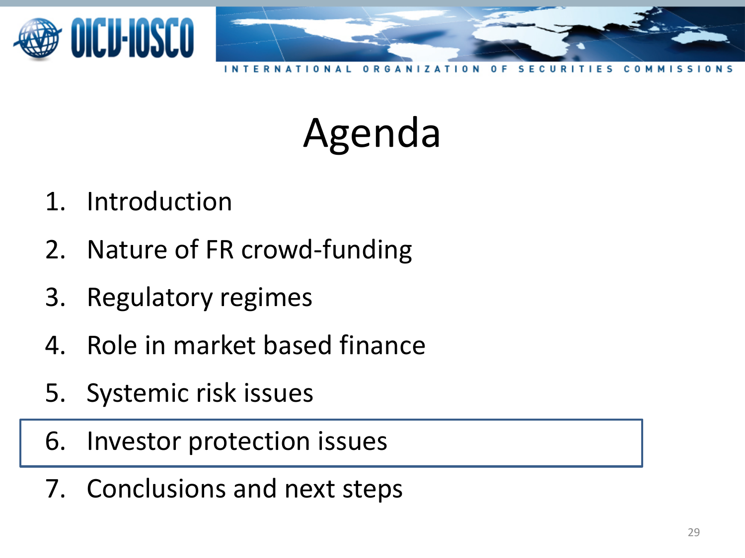# Agenda

1. Introduction
2. Nature of FR crowd-funding
3. Regulatory regimes
4. Role in market based finance
5. Systemic risk issues
6. Investor protection issues
7. Conclusions and next steps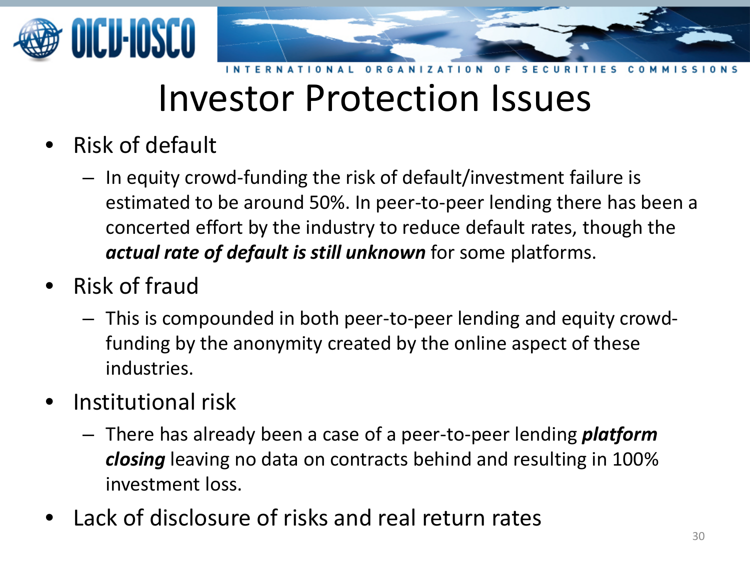# Investor Protection Issues

- Risk of default
  - In equity crowd-funding the risk of default/investment failure is estimated to be around 50%. In peer-to-peer lending there has been a concerted effort by the industry to reduce default rates, though the ***actual rate of default is still unknown*** for some platforms.
- Risk of fraud
  - This is compounded in both peer-to-peer lending and equity crowd-funding by the anonymity created by the online aspect of these industries.
- Institutional risk
  - There has already been a case of a peer-to-peer lending ***platform closing*** leaving no data on contracts behind and resulting in 100% investment loss.
- Lack of disclosure of risks and real return rates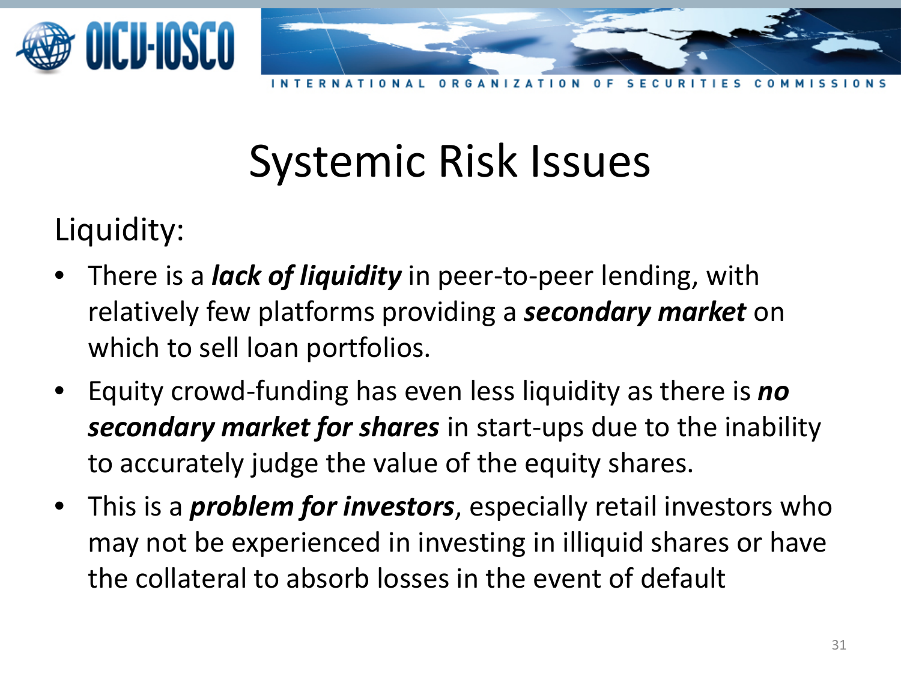# Systemic Risk Issues

Liquidity:

- There is a ***lack of liquidity*** in peer-to-peer lending, with relatively few platforms providing a ***secondary market*** on which to sell loan portfolios.
- Equity crowd-funding has even less liquidity as there is ***no secondary market for shares*** in start-ups due to the inability to accurately judge the value of the equity shares.
- This is a ***problem for investors***, especially retail investors who may not be experienced in investing in illiquid shares or have the collateral to absorb losses in the event of default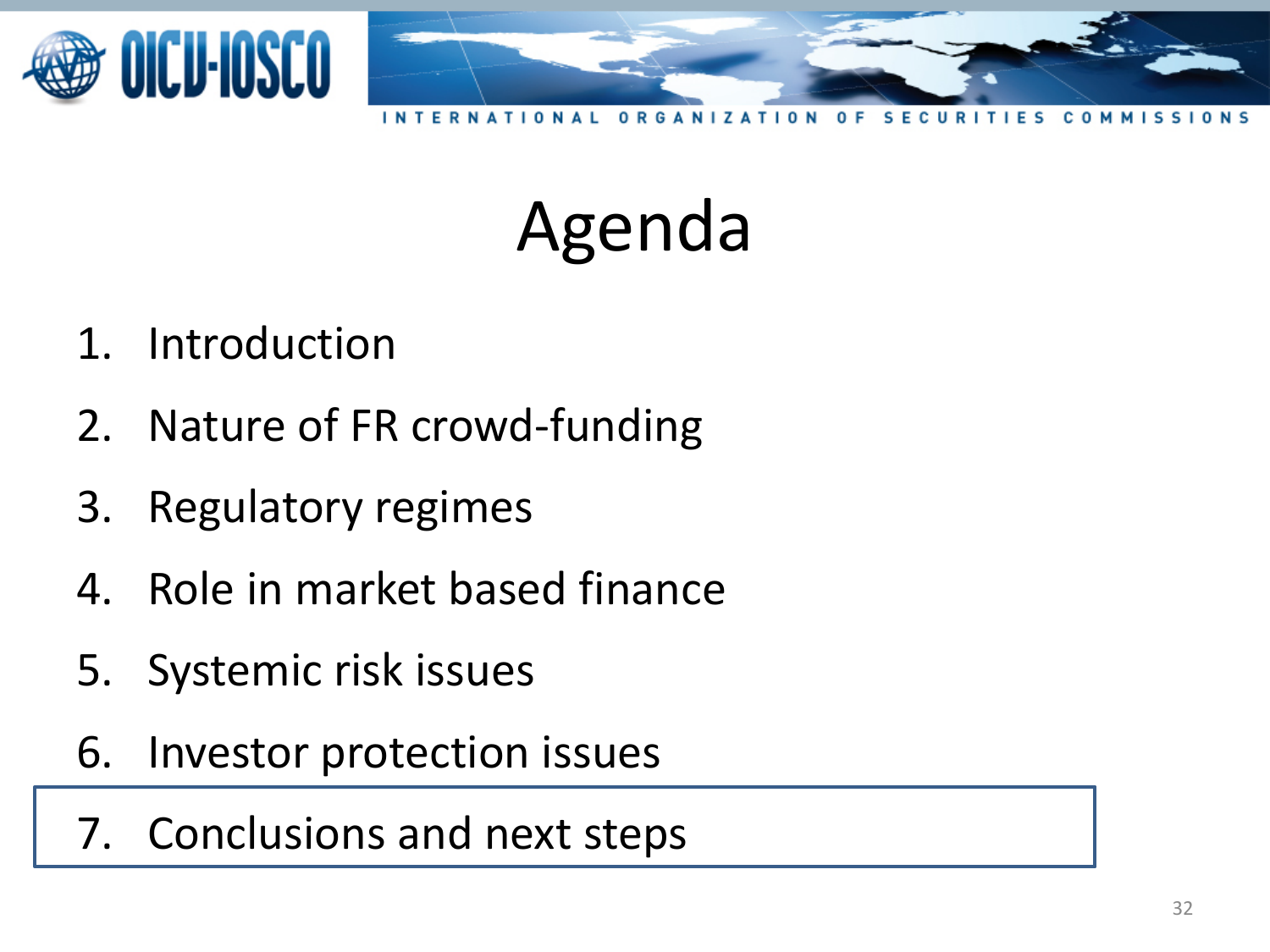# Agenda

1. Introduction
2. Nature of FR crowd-funding
3. Regulatory regimes
4. Role in market based finance
5. Systemic risk issues
6. Investor protection issues
7. Conclusions and next steps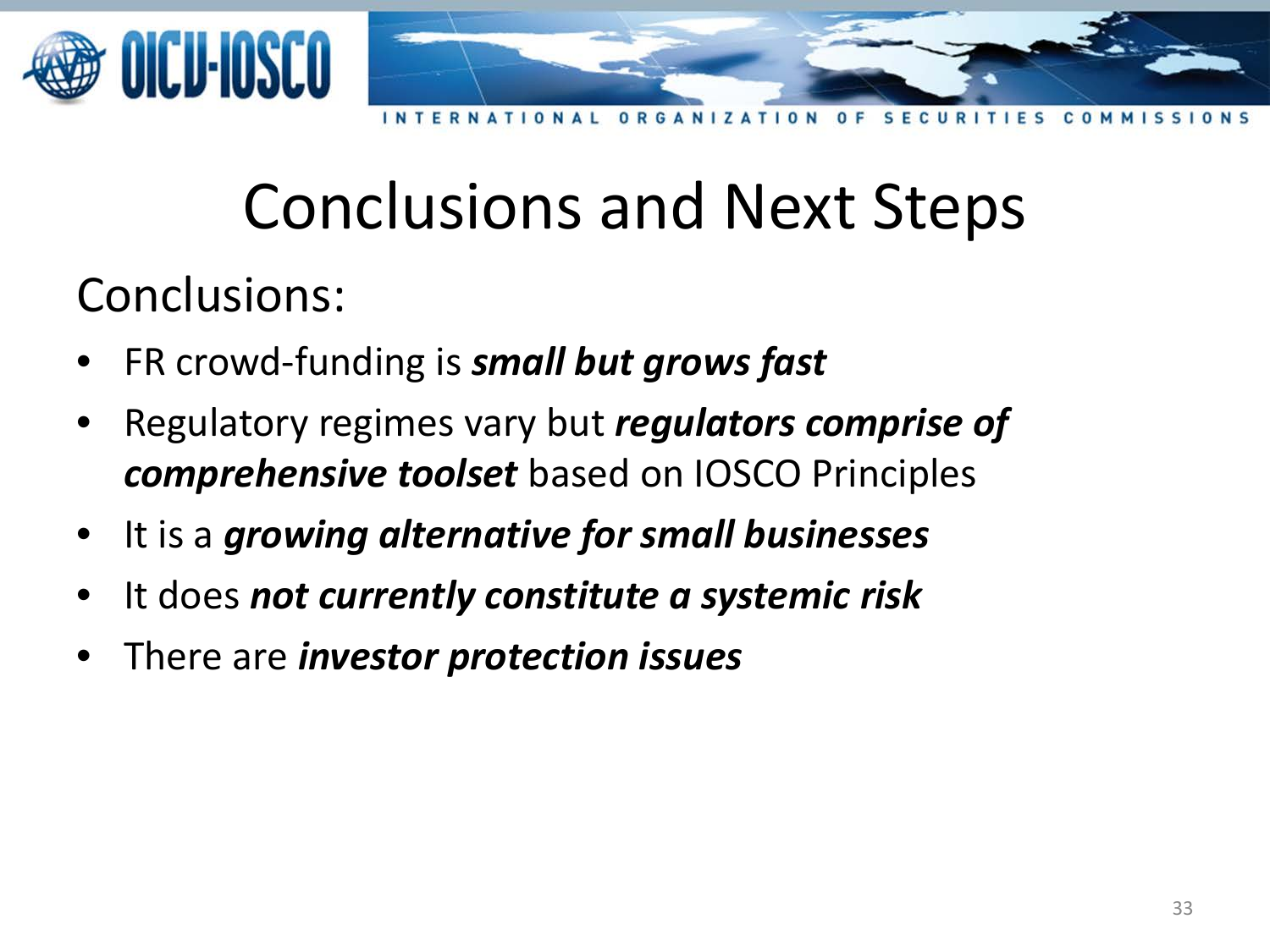# Conclusions and Next Steps

## Conclusions:

- FR crowd-funding is ***small but grows fast***
- Regulatory regimes vary but ***regulators comprise of comprehensive toolset*** based on IOSCO Principles
- It is a ***growing alternative for small businesses***
- It does ***not currently constitute a systemic risk***
- There are ***investor protection issues***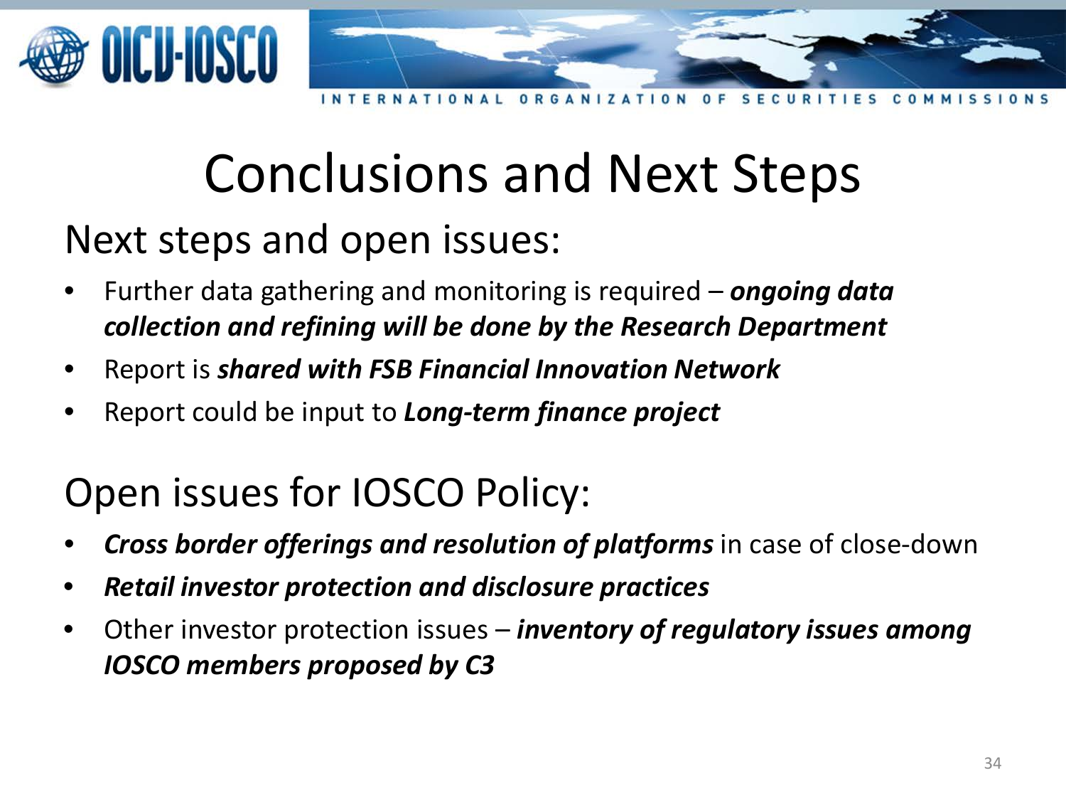# Conclusions and Next Steps

## Next steps and open issues:

- Further data gathering and monitoring is required – ***ongoing data collection and refining will be done by the Research Department***
- Report is ***shared with FSB Financial Innovation Network***
- Report could be input to ***Long-term finance project***

## Open issues for IOSCO Policy:

- ***Cross border offerings and resolution of platforms*** in case of close-down
- ***Retail investor protection and disclosure practices***
- Other investor protection issues – ***inventory of regulatory issues among IOSCO members proposed by C3***